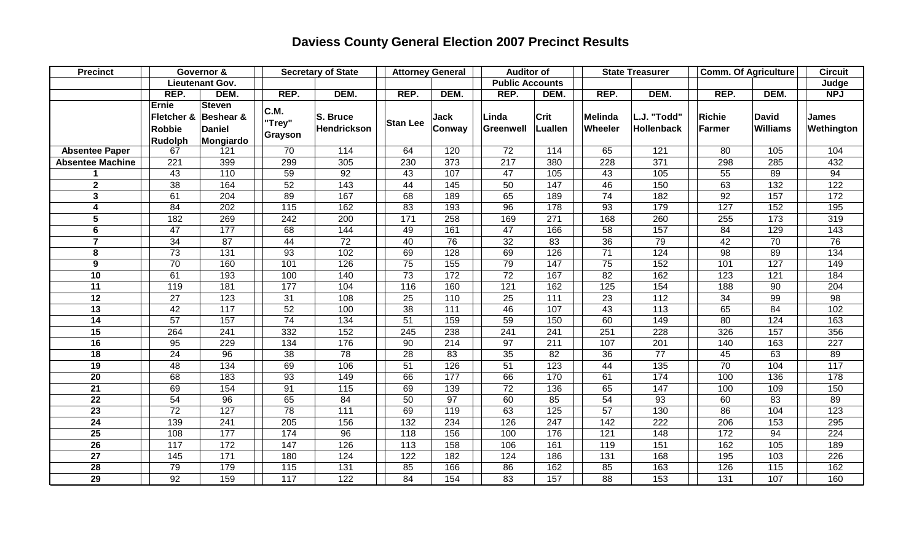# Daviess County General Election 2007 Precinct Results

| Precinct | Governor & | | Secretary of State | | Attorney General | | Auditor of | | State Treasurer | | Comm. Of Agriculture | | Circuit |
|---|---|---|---|---|---|---|---|---|---|---|---|---|---|
| | Lieutenant Gov. | | | | | | Public Accounts | | | | | | Judge |
| | REP. | DEM. | REP. | DEM. | REP. | DEM. | REP. | DEM. | REP. | DEM. | REP. | DEM. | NPJ |
| | Ernie Fletcher & Robbie Rudolph | Steven Beshear & Daniel Mongiardo | C.M. "Trey" Grayson | S. Bruce Hendrickson | Stan Lee | Jack Conway | Linda Greenwell | Crit Luallen | Melinda Wheeler | L.J. "Todd" Hollenback | Richie Farmer | David Williams | James Wethington |
| Absentee Paper | 67 | 121 | 70 | 114 | 64 | 120 | 72 | 114 | 65 | 121 | 80 | 105 | 104 |
| Absentee Machine | 221 | 399 | 299 | 305 | 230 | 373 | 217 | 380 | 228 | 371 | 298 | 285 | 432 |
| 1 | 43 | 110 | 59 | 92 | 43 | 107 | 47 | 105 | 43 | 105 | 55 | 89 | 94 |
| 2 | 38 | 164 | 52 | 143 | 44 | 145 | 50 | 147 | 46 | 150 | 63 | 132 | 122 |
| 3 | 61 | 204 | 89 | 167 | 68 | 189 | 65 | 189 | 74 | 182 | 92 | 157 | 172 |
| 4 | 84 | 202 | 115 | 162 | 83 | 193 | 96 | 178 | 93 | 179 | 127 | 152 | 195 |
| 5 | 182 | 269 | 242 | 200 | 171 | 258 | 169 | 271 | 168 | 260 | 255 | 173 | 319 |
| 6 | 47 | 177 | 68 | 144 | 49 | 161 | 47 | 166 | 58 | 157 | 84 | 129 | 143 |
| 7 | 34 | 87 | 44 | 72 | 40 | 76 | 32 | 83 | 36 | 79 | 42 | 70 | 76 |
| 8 | 73 | 131 | 93 | 102 | 69 | 128 | 69 | 126 | 71 | 124 | 98 | 89 | 134 |
| 9 | 70 | 160 | 101 | 126 | 75 | 155 | 79 | 147 | 75 | 152 | 101 | 127 | 149 |
| 10 | 61 | 193 | 100 | 140 | 73 | 172 | 72 | 167 | 82 | 162 | 123 | 121 | 184 |
| 11 | 119 | 181 | 177 | 104 | 116 | 160 | 121 | 162 | 125 | 154 | 188 | 90 | 204 |
| 12 | 27 | 123 | 31 | 108 | 25 | 110 | 25 | 111 | 23 | 112 | 34 | 99 | 98 |
| 13 | 42 | 117 | 52 | 100 | 38 | 111 | 46 | 107 | 43 | 113 | 65 | 84 | 102 |
| 14 | 57 | 157 | 74 | 134 | 51 | 159 | 59 | 150 | 60 | 149 | 80 | 124 | 163 |
| 15 | 264 | 241 | 332 | 152 | 245 | 238 | 241 | 241 | 251 | 228 | 326 | 157 | 356 |
| 16 | 95 | 229 | 134 | 176 | 90 | 214 | 97 | 211 | 107 | 201 | 140 | 163 | 227 |
| 18 | 24 | 96 | 38 | 78 | 28 | 83 | 35 | 82 | 36 | 77 | 45 | 63 | 89 |
| 19 | 48 | 134 | 69 | 106 | 51 | 126 | 51 | 123 | 44 | 135 | 70 | 104 | 117 |
| 20 | 68 | 183 | 93 | 149 | 66 | 177 | 66 | 170 | 61 | 174 | 100 | 136 | 178 |
| 21 | 69 | 154 | 91 | 115 | 69 | 139 | 72 | 136 | 65 | 147 | 100 | 109 | 150 |
| 22 | 54 | 96 | 65 | 84 | 50 | 97 | 60 | 85 | 54 | 93 | 60 | 83 | 89 |
| 23 | 72 | 127 | 78 | 111 | 69 | 119 | 63 | 125 | 57 | 130 | 86 | 104 | 123 |
| 24 | 139 | 241 | 205 | 156 | 132 | 234 | 126 | 247 | 142 | 222 | 206 | 153 | 295 |
| 25 | 108 | 177 | 174 | 96 | 118 | 156 | 100 | 176 | 121 | 148 | 172 | 94 | 224 |
| 26 | 117 | 172 | 147 | 126 | 113 | 158 | 106 | 161 | 119 | 151 | 162 | 105 | 189 |
| 27 | 145 | 171 | 180 | 124 | 122 | 182 | 124 | 186 | 131 | 168 | 195 | 103 | 226 |
| 28 | 79 | 179 | 115 | 131 | 85 | 166 | 86 | 162 | 85 | 163 | 126 | 115 | 162 |
| 29 | 92 | 159 | 117 | 122 | 84 | 154 | 83 | 157 | 88 | 153 | 131 | 107 | 160 |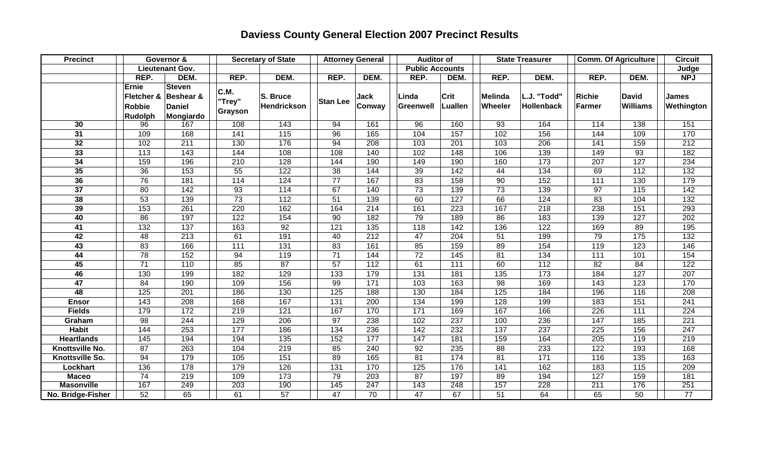# Daviess County General Election 2007 Precinct Results

| Precinct | Governor & | | Secretary of State | | Attorney General | | Auditor of | | State Treasurer | | Comm. Of Agriculture | | Circuit |
|---|---|---|---|---|---|---|---|---|---|---|---|---|---|
| | Lieutenant Gov. | | | | | | Public Accounts | | | | | | Judge |
| | REP. | DEM. | REP. | DEM. | REP. | DEM. | REP. | DEM. | REP. | DEM. | REP. | DEM. | NPJ |
| | Ernie Fletcher & Robbie Rudolph | Steven Beshear & Daniel Mongiardo | C.M. "Trey" Grayson | S. Bruce Hendrickson | Stan Lee | Jack Conway | Linda Greenwell | Crit Luallen | Melinda Wheeler | L.J. "Todd" Hollenback | Richie Farmer | David Williams | James Wethington |
| 30 | 96 | 167 | 108 | 143 | 94 | 161 | 96 | 160 | 93 | 164 | 114 | 138 | 151 |
| 31 | 109 | 168 | 141 | 115 | 96 | 165 | 104 | 157 | 102 | 156 | 144 | 109 | 170 |
| 32 | 102 | 211 | 130 | 176 | 94 | 208 | 103 | 201 | 103 | 206 | 141 | 159 | 212 |
| 33 | 113 | 143 | 144 | 108 | 108 | 140 | 102 | 148 | 106 | 139 | 149 | 93 | 182 |
| 34 | 159 | 196 | 210 | 128 | 144 | 190 | 149 | 190 | 160 | 173 | 207 | 127 | 234 |
| 35 | 36 | 153 | 55 | 122 | 38 | 144 | 39 | 142 | 44 | 134 | 69 | 112 | 132 |
| 36 | 76 | 181 | 114 | 124 | 77 | 167 | 83 | 158 | 90 | 152 | 111 | 130 | 179 |
| 37 | 80 | 142 | 93 | 114 | 67 | 140 | 73 | 139 | 73 | 139 | 97 | 115 | 142 |
| 38 | 53 | 139 | 73 | 112 | 51 | 139 | 60 | 127 | 66 | 124 | 83 | 104 | 132 |
| 39 | 153 | 261 | 220 | 162 | 164 | 214 | 161 | 223 | 167 | 218 | 238 | 151 | 293 |
| 40 | 86 | 197 | 122 | 154 | 90 | 182 | 79 | 189 | 86 | 183 | 139 | 127 | 202 |
| 41 | 132 | 137 | 163 | 92 | 121 | 135 | 118 | 142 | 136 | 122 | 169 | 89 | 195 |
| 42 | 48 | 213 | 61 | 191 | 40 | 212 | 47 | 204 | 51 | 199 | 79 | 175 | 132 |
| 43 | 83 | 166 | 111 | 131 | 83 | 161 | 85 | 159 | 89 | 154 | 119 | 123 | 146 |
| 44 | 78 | 152 | 94 | 119 | 71 | 144 | 72 | 145 | 81 | 134 | 111 | 101 | 154 |
| 45 | 71 | 110 | 85 | 87 | 57 | 112 | 61 | 111 | 60 | 112 | 82 | 84 | 122 |
| 46 | 130 | 199 | 182 | 129 | 133 | 179 | 131 | 181 | 135 | 173 | 184 | 127 | 207 |
| 47 | 84 | 190 | 109 | 156 | 99 | 171 | 103 | 163 | 98 | 169 | 143 | 123 | 170 |
| 48 | 125 | 201 | 186 | 130 | 125 | 188 | 130 | 184 | 125 | 184 | 196 | 116 | 208 |
| Ensor | 143 | 208 | 168 | 167 | 131 | 200 | 134 | 199 | 128 | 199 | 183 | 151 | 241 |
| Fields | 179 | 172 | 219 | 121 | 167 | 170 | 171 | 169 | 167 | 166 | 226 | 111 | 224 |
| Graham | 98 | 244 | 129 | 206 | 97 | 238 | 102 | 237 | 100 | 236 | 147 | 185 | 221 |
| Habit | 144 | 253 | 177 | 186 | 134 | 236 | 142 | 232 | 137 | 237 | 225 | 156 | 247 |
| Heartlands | 145 | 194 | 194 | 135 | 152 | 177 | 147 | 181 | 159 | 164 | 205 | 119 | 219 |
| Knottsville No. | 87 | 263 | 104 | 219 | 85 | 240 | 92 | 235 | 88 | 233 | 122 | 193 | 168 |
| Knottsville So. | 94 | 179 | 105 | 151 | 89 | 165 | 81 | 174 | 81 | 171 | 116 | 135 | 163 |
| Lockhart | 136 | 178 | 179 | 126 | 131 | 170 | 125 | 176 | 141 | 162 | 183 | 115 | 209 |
| Maceo | 74 | 219 | 109 | 173 | 79 | 203 | 87 | 197 | 89 | 194 | 127 | 159 | 181 |
| Masonville | 167 | 249 | 203 | 190 | 145 | 247 | 143 | 248 | 157 | 228 | 211 | 176 | 251 |
| No. Bridge-Fisher | 52 | 65 | 61 | 57 | 47 | 70 | 47 | 67 | 51 | 64 | 65 | 50 | 77 |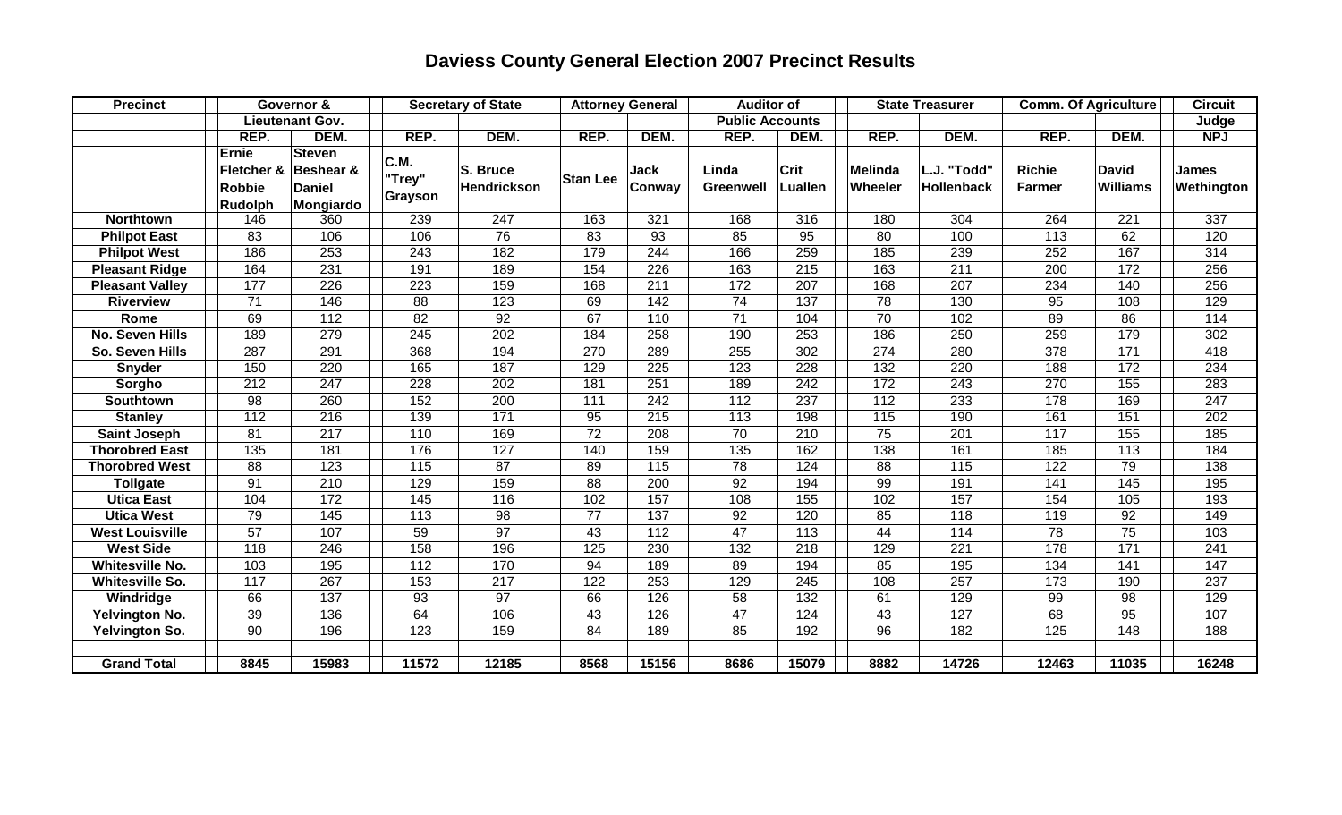# Daviess County General Election 2007 Precinct Results

| Precinct | Governor & Lieutenant Gov. | | Secretary of State | | Attorney General | | Auditor of Public Accounts | | State Treasurer | | Comm. Of Agriculture | | Circuit Judge |
|---|---|---|---|---|---|---|---|---|---|---|---|---|---|
| | REP. | DEM. | REP. | DEM. | REP. | DEM. | REP. | DEM. | REP. | DEM. | REP. | DEM. | NPJ |
| | Ernie Fletcher & Robbie Rudolph | Steven Beshear & Daniel Mongiardo | C.M. "Trey" Grayson | S. Bruce Hendrickson | Stan Lee | Jack Conway | Linda Greenwell | Crit Luallen | Melinda Wheeler | L.J. "Todd" Hollenback | Richie Farmer | David Williams | James Wethington |
| Northtown | 146 | 360 | 239 | 247 | 163 | 321 | 168 | 316 | 180 | 304 | 264 | 221 | 337 |
| Philpot East | 83 | 106 | 106 | 76 | 83 | 93 | 85 | 95 | 80 | 100 | 113 | 62 | 120 |
| Philpot West | 186 | 253 | 243 | 182 | 179 | 244 | 166 | 259 | 185 | 239 | 252 | 167 | 314 |
| Pleasant Ridge | 164 | 231 | 191 | 189 | 154 | 226 | 163 | 215 | 163 | 211 | 200 | 172 | 256 |
| Pleasant Valley | 177 | 226 | 223 | 159 | 168 | 211 | 172 | 207 | 168 | 207 | 234 | 140 | 256 |
| Riverview | 71 | 146 | 88 | 123 | 69 | 142 | 74 | 137 | 78 | 130 | 95 | 108 | 129 |
| Rome | 69 | 112 | 82 | 92 | 67 | 110 | 71 | 104 | 70 | 102 | 89 | 86 | 114 |
| No. Seven Hills | 189 | 279 | 245 | 202 | 184 | 258 | 190 | 253 | 186 | 250 | 259 | 179 | 302 |
| So. Seven Hills | 287 | 291 | 368 | 194 | 270 | 289 | 255 | 302 | 274 | 280 | 378 | 171 | 418 |
| Snyder | 150 | 220 | 165 | 187 | 129 | 225 | 123 | 228 | 132 | 220 | 188 | 172 | 234 |
| Sorgho | 212 | 247 | 228 | 202 | 181 | 251 | 189 | 242 | 172 | 243 | 270 | 155 | 283 |
| Southtown | 98 | 260 | 152 | 200 | 111 | 242 | 112 | 237 | 112 | 233 | 178 | 169 | 247 |
| Stanley | 112 | 216 | 139 | 171 | 95 | 215 | 113 | 198 | 115 | 190 | 161 | 151 | 202 |
| Saint Joseph | 81 | 217 | 110 | 169 | 72 | 208 | 70 | 210 | 75 | 201 | 117 | 155 | 185 |
| Thorobred East | 135 | 181 | 176 | 127 | 140 | 159 | 135 | 162 | 138 | 161 | 185 | 113 | 184 |
| Thorobred West | 88 | 123 | 115 | 87 | 89 | 115 | 78 | 124 | 88 | 115 | 122 | 79 | 138 |
| Tollgate | 91 | 210 | 129 | 159 | 88 | 200 | 92 | 194 | 99 | 191 | 141 | 145 | 195 |
| Utica East | 104 | 172 | 145 | 116 | 102 | 157 | 108 | 155 | 102 | 157 | 154 | 105 | 193 |
| Utica West | 79 | 145 | 113 | 98 | 77 | 137 | 92 | 120 | 85 | 118 | 119 | 92 | 149 |
| West Louisville | 57 | 107 | 59 | 97 | 43 | 112 | 47 | 113 | 44 | 114 | 78 | 75 | 103 |
| West Side | 118 | 246 | 158 | 196 | 125 | 230 | 132 | 218 | 129 | 221 | 178 | 171 | 241 |
| Whitesville No. | 103 | 195 | 112 | 170 | 94 | 189 | 89 | 194 | 85 | 195 | 134 | 141 | 147 |
| Whitesville So. | 117 | 267 | 153 | 217 | 122 | 253 | 129 | 245 | 108 | 257 | 173 | 190 | 237 |
| Windridge | 66 | 137 | 93 | 97 | 66 | 126 | 58 | 132 | 61 | 129 | 99 | 98 | 129 |
| Yelvington No. | 39 | 136 | 64 | 106 | 43 | 126 | 47 | 124 | 43 | 127 | 68 | 95 | 107 |
| Yelvington So. | 90 | 196 | 123 | 159 | 84 | 189 | 85 | 192 | 96 | 182 | 125 | 148 | 188 |
| | | | | | | | | | | | | | |
| **Grand Total** | **8845** | **15983** | **11572** | **12185** | **8568** | **15156** | **8686** | **15079** | **8882** | **14726** | **12463** | **11035** | **16248** |